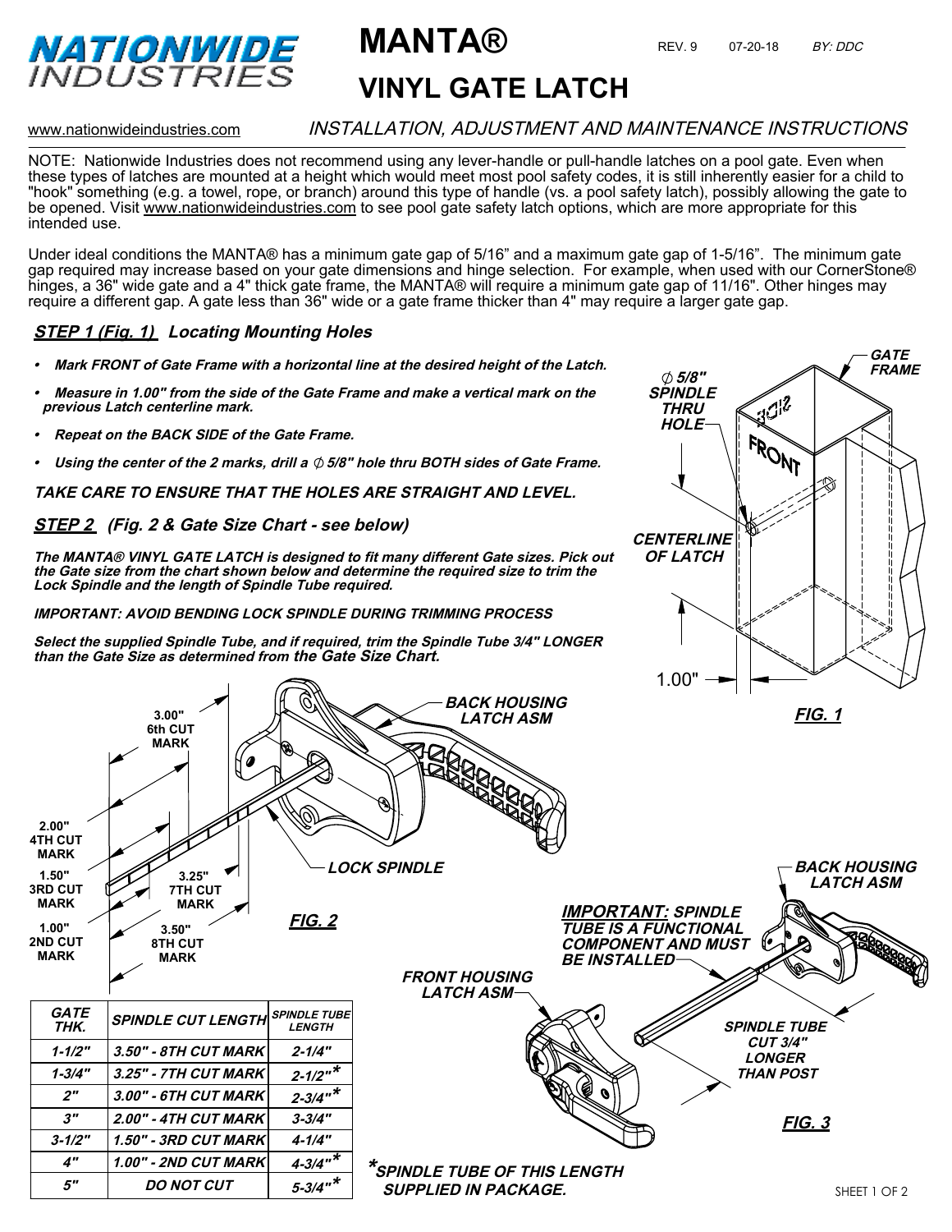# MANTA®

## VINYL GATE LATCH

REV. 9 07-20-18 *BY: DDC*

www.nationwideindustries.com

*INSTALLATION, ADJUSTMENT AND MAINTENANCE INSTRUCTIONS*

NOTE: Nationwide Industries does not recommend using any lever-handle or pull-handle latches on a pool gate. Even when these types of latches are mounted at a height which would meet most pool safety codes, it is still inherently easier for a child to "hook" something (e.g. a towel, rope, or branch) around this type of handle (vs. a pool safety latch), possibly allowing the gate to be opened. Visit www.nationwideindustries.com to see pool gate safety latch options, which are more appropriate for this intended use.

Under ideal conditions the MANTA® has a minimum gate gap of 5/16" and a maximum gate gap of 1-5/16". The minimum gate gap required may increase based on your gate dimensions and hinge selection. For example, when used with our CornerStone® hinges, a 36" wide gate and a 4" thick gate frame, the MANTA® will require a minimum gate gap of 11/16". Other hinges may require a different gap. A gate less than 36" wide or a gate frame thicker than 4" may require a larger gate gap.

### *STEP 1 (Fig. 1) Locating Mounting Holes*

- ***Mark FRONT of Gate Frame with a horizontal line at the desired height of the Latch.***
- ***Measure in 1.00" from the side of the Gate Frame and make a vertical mark on the previous Latch centerline mark.***
- ***Repeat on the BACK SIDE of the Gate Frame.***
- ***Using the center of the 2 marks, drill a ∅ 5/8" hole thru BOTH sides of Gate Frame.***

***TAKE CARE TO ENSURE THAT THE HOLES ARE STRAIGHT AND LEVEL.***

GATE FRAME
∅ 5/8" SPINDLE THRU HOLE
FRONT
CENTERLINE OF LATCH
1.00"

***FIG. 1***

### *STEP 2 (Fig. 2 & Gate Size Chart - see below)*

***The MANTA® VINYL GATE LATCH is designed to fit many different Gate sizes. Pick out the Gate size from the chart shown below and determine the required size to trim the Lock Spindle and the length of Spindle Tube required.***

***IMPORTANT: AVOID BENDING LOCK SPINDLE DURING TRIMMING PROCESS***

***Select the supplied Spindle Tube, and if required, trim the Spindle Tube 3/4" LONGER than the Gate Size as determined from the Gate Size Chart.***

BACK HOUSING LATCH ASM
3.00" 6th CUT MARK
2.00" 4TH CUT MARK
1.50" 3RD CUT MARK
1.00" 2ND CUT MARK
3.25" 7TH CUT MARK
3.50" 8TH CUT MARK
LOCK SPINDLE

***FIG. 2***

| GATE THK. | SPINDLE CUT LENGTH | SPINDLE TUBE LENGTH |
|---|---|---|
| 1-1/2" | 3.50" - 8TH CUT MARK | 2-1/4" |
| 1-3/4" | 3.25" - 7TH CUT MARK | 2-1/2"* |
| 2" | 3.00" - 6TH CUT MARK | 2-3/4"* |
| 3" | 2.00" - 4TH CUT MARK | 3-3/4" |
| 3-1/2" | 1.50" - 3RD CUT MARK | 4-1/4" |
| 4" | 1.00" - 2ND CUT MARK | 4-3/4"* |
| 5" | DO NOT CUT | 5-3/4"* |

****SPINDLE TUBE OF THIS LENGTH SUPPLIED IN PACKAGE.***

BACK HOUSING LATCH ASM
***IMPORTANT:*** SPINDLE TUBE IS A FUNCTIONAL COMPONENT AND MUST BE INSTALLED
FRONT HOUSING LATCH ASM
SPINDLE TUBE CUT 3/4" LONGER THAN POST

***FIG. 3***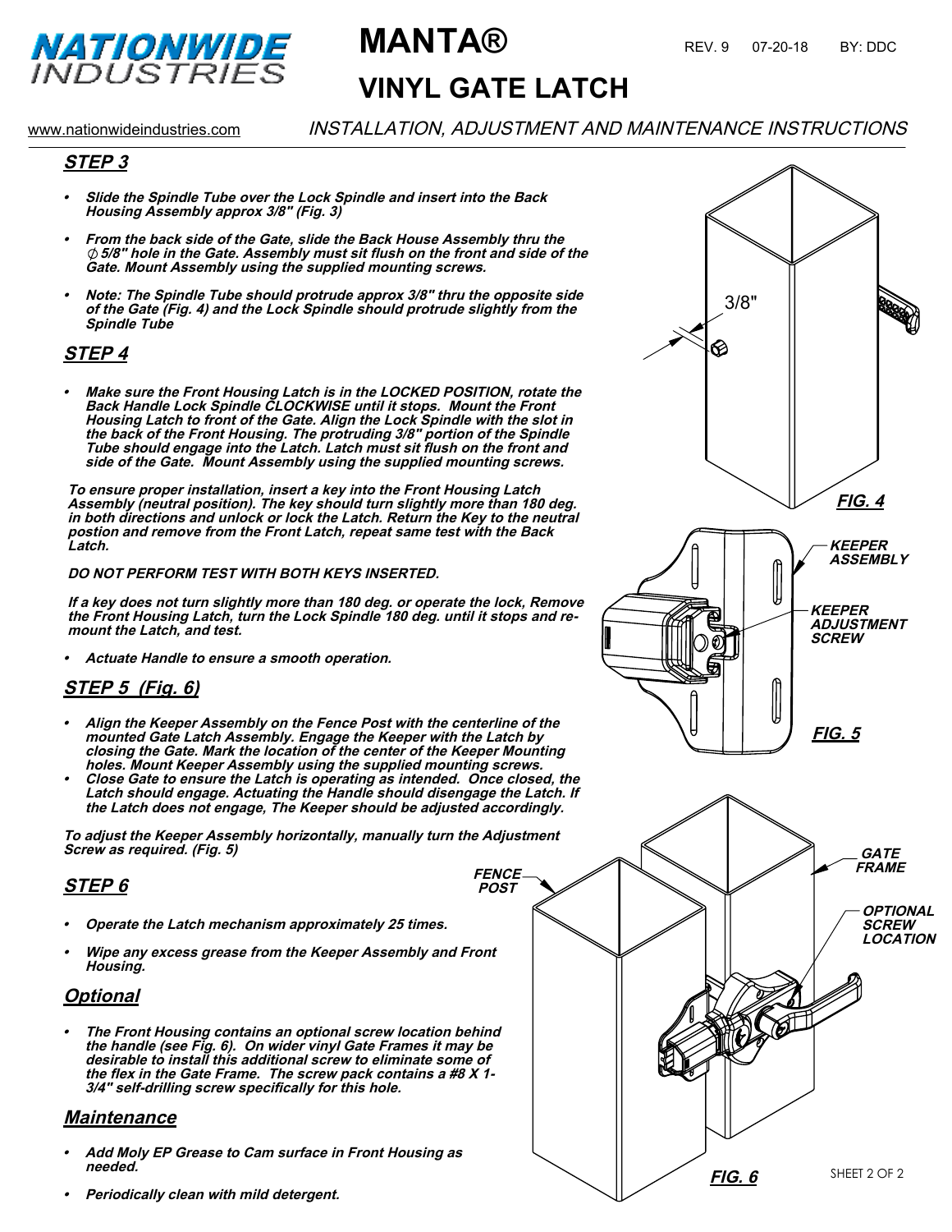# MANTA®

## VINYL GATE LATCH

REV. 9 07-20-18 BY: DDC

www.nationwideindustries.com

*INSTALLATION, ADJUSTMENT AND MAINTENANCE INSTRUCTIONS*

### STEP 3

- ***Slide the Spindle Tube over the Lock Spindle and insert into the Back Housing Assembly approx 3/8" (Fig. 3)***
- ***From the back side of the Gate, slide the Back House Assembly thru the ⌀ 5/8" hole in the Gate. Assembly must sit flush on the front and side of the Gate. Mount Assembly using the supplied mounting screws.***
- ***Note: The Spindle Tube should protrude approx 3/8" thru the opposite side of the Gate (Fig. 4) and the Lock Spindle should protrude slightly from the Spindle Tube***

### STEP 4

- ***Make sure the Front Housing Latch is in the LOCKED POSITION, rotate the Back Handle Lock Spindle CLOCKWISE until it stops. Mount the Front Housing Latch to front of the Gate. Align the Lock Spindle with the slot in the back of the Front Housing. The protruding 3/8" portion of the Spindle Tube should engage into the Latch. Latch must sit flush on the front and side of the Gate. Mount Assembly using the supplied mounting screws.***

***To ensure proper installation, insert a key into the Front Housing Latch Assembly (neutral position). The key should turn slightly more than 180 deg. in both directions and unlock or lock the Latch. Return the Key to the neutral postion and remove from the Front Latch, repeat same test with the Back Latch.***

***DO NOT PERFORM TEST WITH BOTH KEYS INSERTED.***

***If a key does not turn slightly more than 180 deg. or operate the lock, Remove the Front Housing Latch, turn the Lock Spindle 180 deg. until it stops and re-mount the Latch, and test.***

- ***Actuate Handle to ensure a smooth operation.***

### STEP 5 (Fig. 6)

- ***Align the Keeper Assembly on the Fence Post with the centerline of the mounted Gate Latch Assembly. Engage the Keeper with the Latch by closing the Gate. Mark the location of the center of the Keeper Mounting holes. Mount Keeper Assembly using the supplied mounting screws.***
- ***Close Gate to ensure the Latch is operating as intended. Once closed, the Latch should engage. Actuating the Handle should disengage the Latch. If the Latch does not engage, The Keeper should be adjusted accordingly.***

***To adjust the Keeper Assembly horizontally, manually turn the Adjustment Screw as required. (Fig. 5)***

### STEP 6

- ***Operate the Latch mechanism approximately 25 times.***
- ***Wipe any excess grease from the Keeper Assembly and Front Housing.***

### Optional

- ***The Front Housing contains an optional screw location behind the handle (see Fig. 6). On wider vinyl Gate Frames it may be desirable to install this additional screw to eliminate some of the flex in the Gate Frame. The screw pack contains a #8 X 1-3/4" self-drilling screw specifically for this hole.***

### Maintenance

- ***Add Moly EP Grease to Cam surface in Front Housing as needed.***
- ***Periodically clean with mild detergent.***

3/8"

***FIG. 4***

KEEPER ASSEMBLY

KEEPER ADJUSTMENT SCREW

***FIG. 5***

FENCE POST

GATE FRAME

OPTIONAL SCREW LOCATION

***FIG. 6***